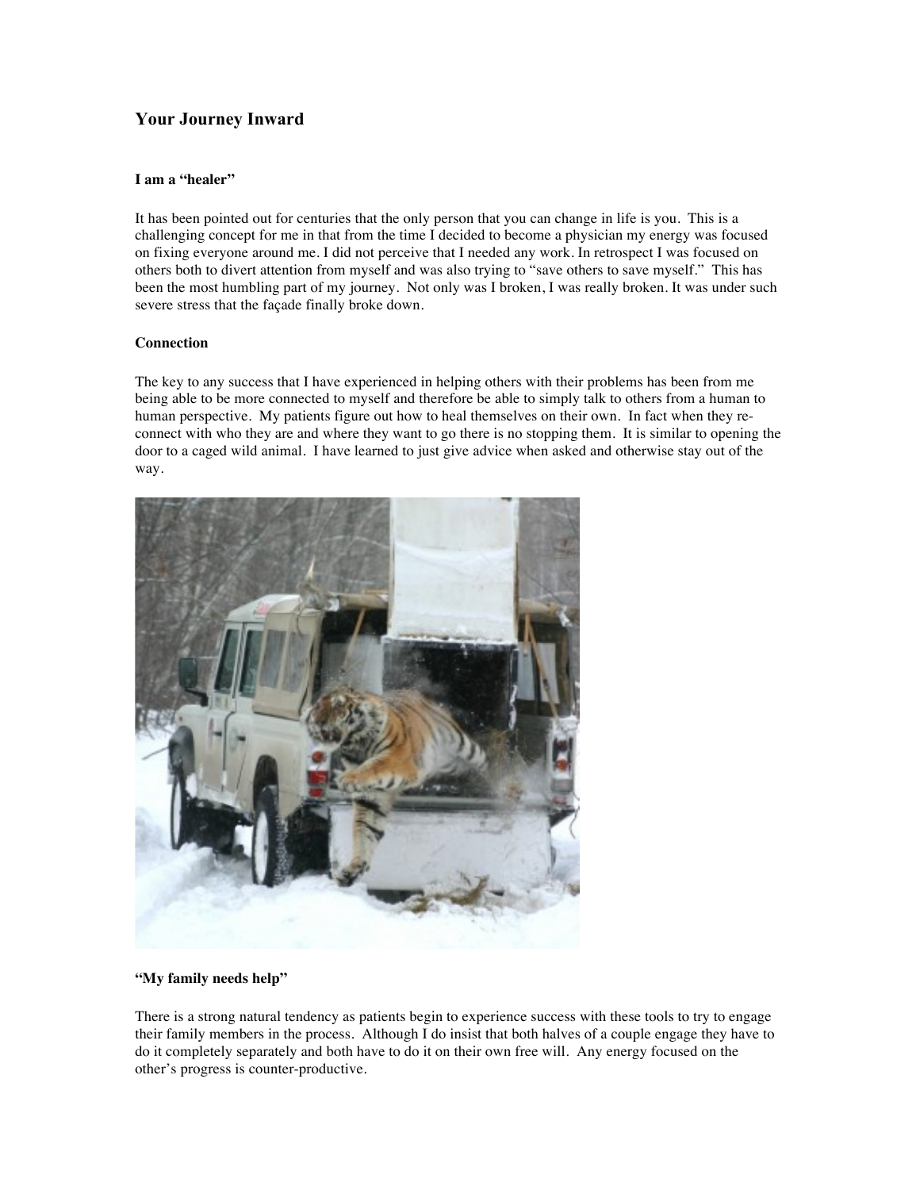## Your Journey Inward

### I am a "healer"

It has been pointed out for centuries that the only person that you can change in life is you. This is a challenging concept for me in that from the time I decided to become a physician my energy was focused on fixing everyone around me. I did not perceive that I needed any work. In retrospect I was focused on others both to divert attention from myself and was also trying to "save others to save myself." This has been the most humbling part of my journey. Not only was I broken, I was really broken. It was under such severe stress that the façade finally broke down.

### Connection

The key to any success that I have experienced in helping others with their problems has been from me being able to be more connected to myself and therefore be able to simply talk to others from a human to human perspective. My patients figure out how to heal themselves on their own. In fact when they re-connect with who they are and where they want to go there is no stopping them. It is similar to opening the door to a caged wild animal. I have learned to just give advice when asked and otherwise stay out of the way.

### "My family needs help"

There is a strong natural tendency as patients begin to experience success with these tools to try to engage their family members in the process. Although I do insist that both halves of a couple engage they have to do it completely separately and both have to do it on their own free will. Any energy focused on the other's progress is counter-productive.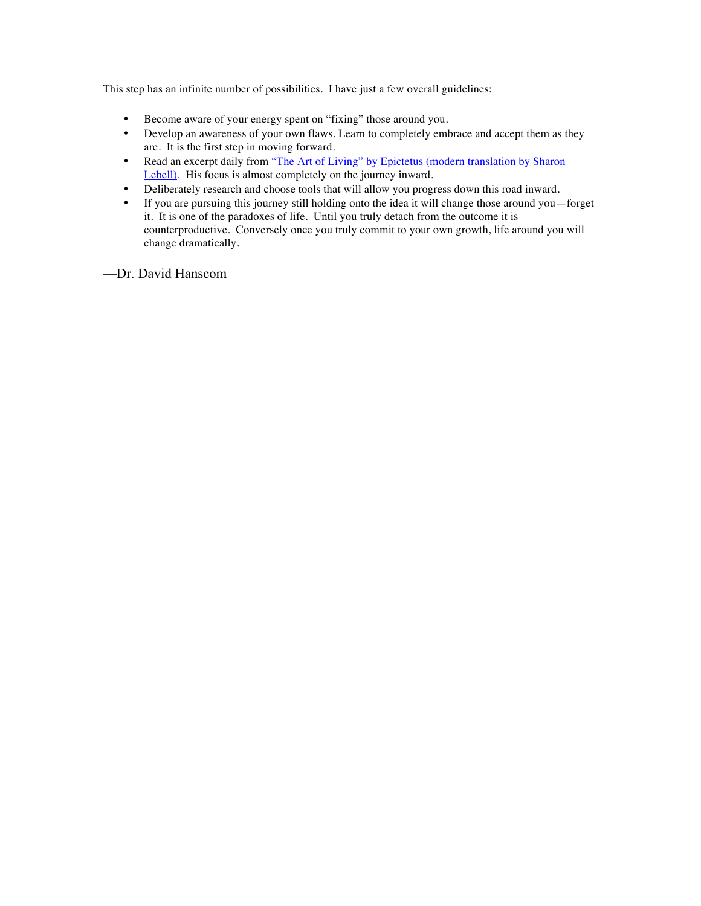This step has an infinite number of possibilities. I have just a few overall guidelines:

- Become aware of your energy spent on "fixing" those around you.
- Develop an awareness of your own flaws. Learn to completely embrace and accept them as they are. It is the first step in moving forward.
- Read an excerpt daily from "The Art of Living" by Epictetus (modern translation by Sharon Lebell). His focus is almost completely on the journey inward.
- Deliberately research and choose tools that will allow you progress down this road inward.
- If you are pursuing this journey still holding onto the idea it will change those around you—forget it. It is one of the paradoxes of life. Until you truly detach from the outcome it is counterproductive. Conversely once you truly commit to your own growth, life around you will change dramatically.

—Dr. David Hanscom